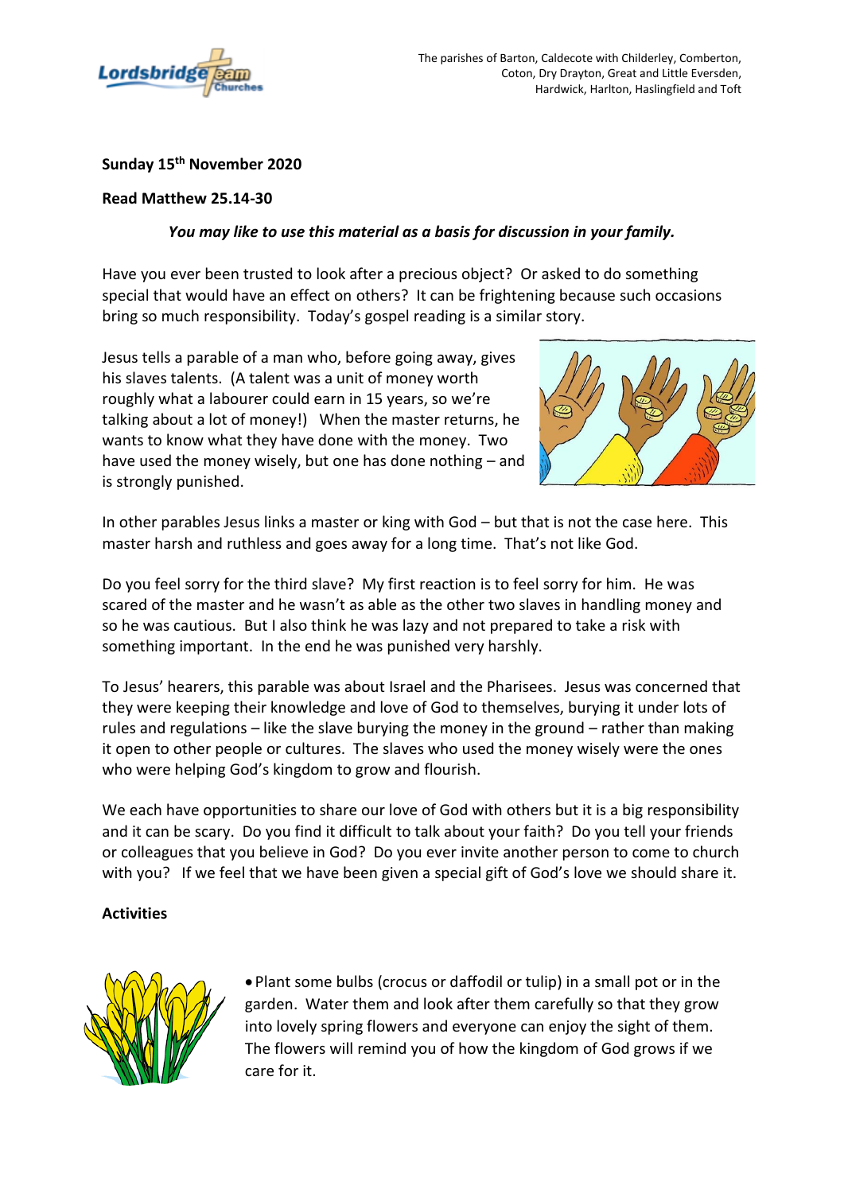The parishes of Barton, Caldecote with Childerley, Comberton, Coton, Dry Drayton, Great and Little Eversden, Hardwick, Harlton, Haslingfield and Toft

**Sunday 15th November 2020**

**Read Matthew 25.14-30**

***You may like to use this material as a basis for discussion in your family.***

Have you ever been trusted to look after a precious object? Or asked to do something special that would have an effect on others? It can be frightening because such occasions bring so much responsibility. Today's gospel reading is a similar story.

Jesus tells a parable of a man who, before going away, gives his slaves talents. (A talent was a unit of money worth roughly what a labourer could earn in 15 years, so we're talking about a lot of money!) When the master returns, he wants to know what they have done with the money. Two have used the money wisely, but one has done nothing – and is strongly punished.

In other parables Jesus links a master or king with God – but that is not the case here. This master harsh and ruthless and goes away for a long time. That's not like God.

Do you feel sorry for the third slave? My first reaction is to feel sorry for him. He was scared of the master and he wasn't as able as the other two slaves in handling money and so he was cautious. But I also think he was lazy and not prepared to take a risk with something important. In the end he was punished very harshly.

To Jesus' hearers, this parable was about Israel and the Pharisees. Jesus was concerned that they were keeping their knowledge and love of God to themselves, burying it under lots of rules and regulations – like the slave burying the money in the ground – rather than making it open to other people or cultures. The slaves who used the money wisely were the ones who were helping God's kingdom to grow and flourish.

We each have opportunities to share our love of God with others but it is a big responsibility and it can be scary. Do you find it difficult to talk about your faith? Do you tell your friends or colleagues that you believe in God? Do you ever invite another person to come to church with you? If we feel that we have been given a special gift of God's love we should share it.

**Activities**

- Plant some bulbs (crocus or daffodil or tulip) in a small pot or in the garden. Water them and look after them carefully so that they grow into lovely spring flowers and everyone can enjoy the sight of them. The flowers will remind you of how the kingdom of God grows if we care for it.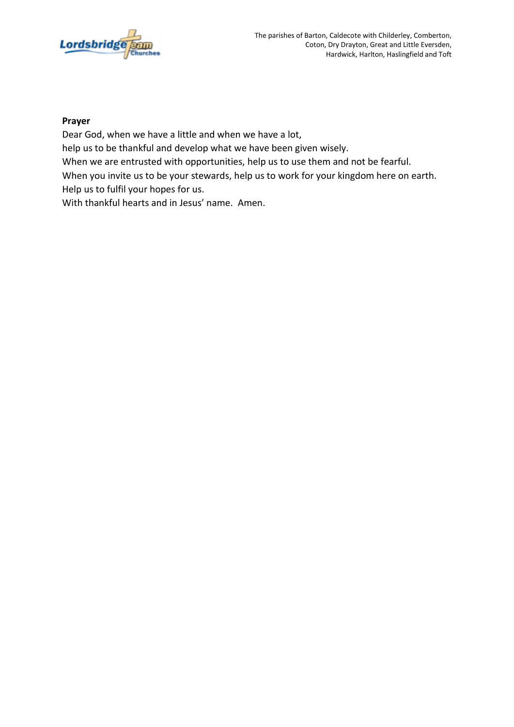**Prayer**

Dear God, when we have a little and when we have a lot,
help us to be thankful and develop what we have been given wisely.
When we are entrusted with opportunities, help us to use them and not be fearful.
When you invite us to be your stewards, help us to work for your kingdom here on earth.
Help us to fulfil your hopes for us.
With thankful hearts and in Jesus' name. Amen.